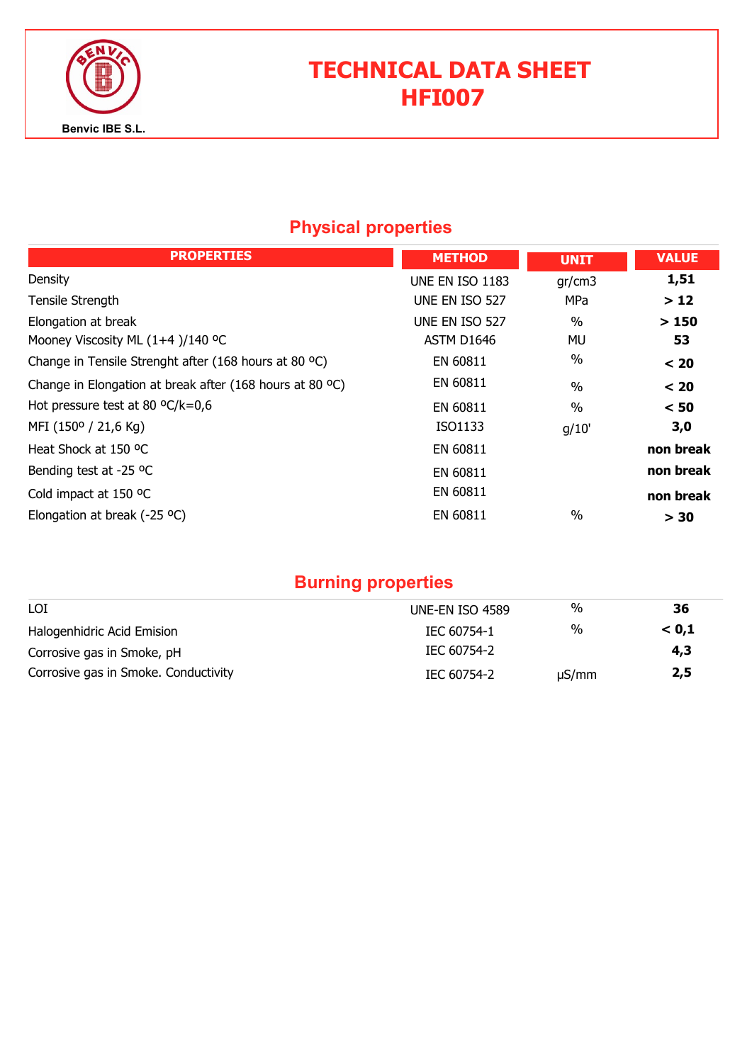Benvic IBE S.L.

# TECHNICAL DATA SHEET
# HFI007

## Physical properties

| PROPERTIES | METHOD | UNIT | VALUE |
|---|---|---|---|
| Density | UNE EN ISO 1183 | gr/cm3 | **1,51** |
| Tensile Strength | UNE EN ISO 527 | MPa | **> 12** |
| Elongation at break | UNE EN ISO 527 | % | **> 150** |
| Mooney Viscosity ML (1+4 )/140 ºC | ASTM D1646 | MU | **53** |
| Change in Tensile Strenght after (168 hours at 80 ºC) | EN 60811 | % | **< 20** |
| Change in Elongation at break after (168 hours at 80 ºC) | EN 60811 | % | **< 20** |
| Hot pressure test at 80 ºC/k=0,6 | EN 60811 | % | **< 50** |
| MFI (150º / 21,6 Kg) | ISO1133 | g/10' | **3,0** |
| Heat Shock at 150 ºC | EN 60811 | | **non break** |
| Bending test at -25 ºC | EN 60811 | | **non break** |
| Cold impact at 150 ºC | EN 60811 | | **non break** |
| Elongation at break (-25 ºC) | EN 60811 | % | **> 30** |

## Burning properties

| PROPERTIES | METHOD | UNIT | VALUE |
|---|---|---|---|
| LOI | UNE-EN ISO 4589 | % | **36** |
| Halogenhidric Acid Emision | IEC 60754-1 | % | **< 0,1** |
| Corrosive gas in Smoke, pH | IEC 60754-2 | | **4,3** |
| Corrosive gas in Smoke. Conductivity | IEC 60754-2 | µS/mm | **2,5** |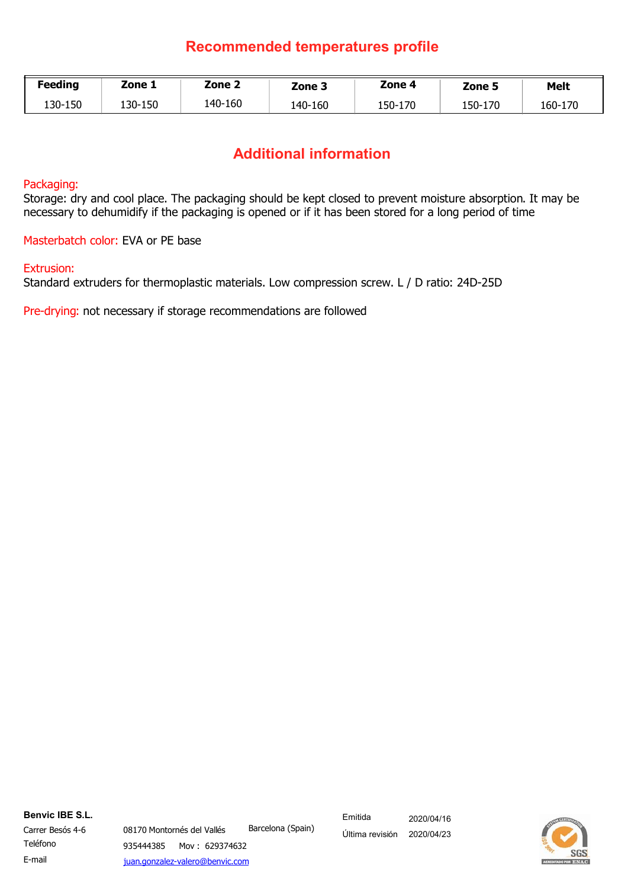## Recommended temperatures profile

| Feeding | Zone 1 | Zone 2 | Zone 3 | Zone 4 | Zone 5 | Melt |
|---|---|---|---|---|---|---|
| 130-150 | 130-150 | 140-160 | 140-160 | 150-170 | 150-170 | 160-170 |

## Additional information

Packaging:
Storage: dry and cool place. The packaging should be kept closed to prevent moisture absorption. It may be necessary to dehumidify if the packaging is opened or if it has been stored for a long period of time

Masterbatch color: EVA or PE base

Extrusion:
Standard extruders for thermoplastic materials. Low compression screw. L / D ratio: 24D-25D

Pre-drying: not necessary if storage recommendations are followed

**Benvic IBE S.L.**
Carrer Besós 4-6 08170 Montornés del Vallés Barcelona (Spain)
Teléfono 935444385 Mov : 629374632
E-mail juan.gonzalez-valero@benvic.com

Emitida 2020/04/16
Última revisión 2020/04/23